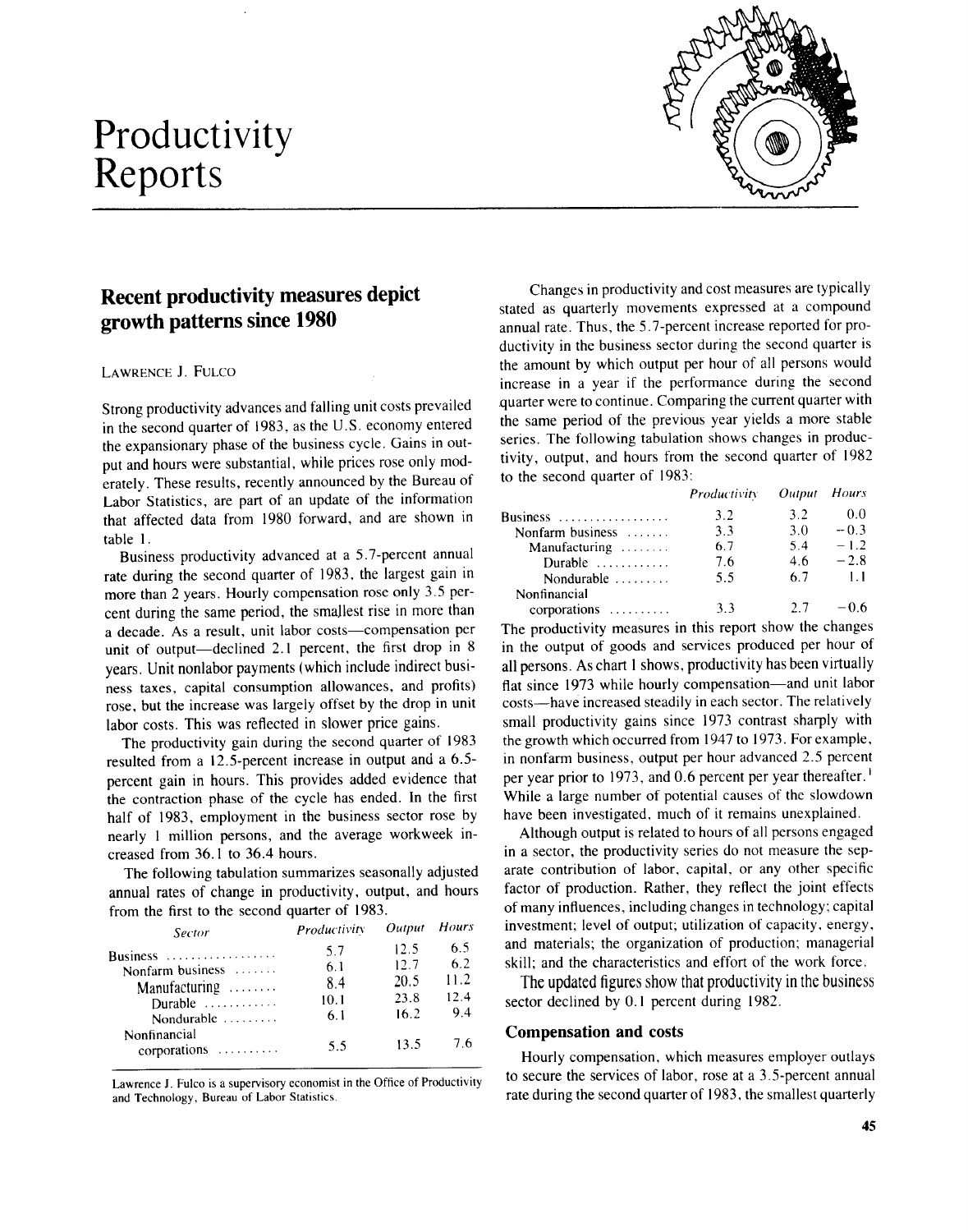# Productivity Reports

## Recent productivity measures depict growth patterns since 1980

LAWRENCE J. FULCO

Strong productivity advances and falling unit costs prevailed in the second quarter of 1983, as the U.S. economy entered the expansionary phase of the business cycle. Gains in output and hours were substantial, while prices rose only moderately. These results, recently announced by the Bureau of Labor Statistics, are part of an update of the information that affected data from 1980 forward, and are shown in table 1.

Business productivity advanced at a 5.7-percent annual rate during the second quarter of 1983, the largest gain in more than 2 years. Hourly compensation rose only 3.5 percent during the same period, the smallest rise in more than a decade. As a result, unit labor costs—compensation per unit of output—declined 2.1 percent, the first drop in 8 years. Unit nonlabor payments (which include indirect business taxes, capital consumption allowances, and profits) rose, but the increase was largely offset by the drop in unit labor costs. This was reflected in slower price gains.

The productivity gain during the second quarter of 1983 resulted from a 12.5-percent increase in output and a 6.5-percent gain in hours. This provides added evidence that the contraction phase of the cycle has ended. In the first half of 1983, employment in the business sector rose by nearly 1 million persons, and the average workweek increased from 36.1 to 36.4 hours.

The following tabulation summarizes seasonally adjusted annual rates of change in productivity, output, and hours from the first to the second quarter of 1983.

| *Sector* | *Productivity* | *Output* | *Hours* |
|---|---|---|---|
| Business | 5.7 | 12.5 | 6.5 |
| Nonfarm business | 6.1 | 12.7 | 6.2 |
| Manufacturing | 8.4 | 20.5 | 11.2 |
| Durable | 10.1 | 23.8 | 12.4 |
| Nondurable | 6.1 | 16.2 | 9.4 |
| Nonfinancial corporations | 5.5 | 13.5 | 7.6 |

Lawrence J. Fulco is a supervisory economist in the Office of Productivity and Technology, Bureau of Labor Statistics.

Changes in productivity and cost measures are typically stated as quarterly movements expressed at a compound annual rate. Thus, the 5.7-percent increase reported for productivity in the business sector during the second quarter is the amount by which output per hour of all persons would increase in a year if the performance during the second quarter were to continue. Comparing the current quarter with the same period of the previous year yields a more stable series. The following tabulation shows changes in productivity, output, and hours from the second quarter of 1982 to the second quarter of 1983:

| | *Productivity* | *Output* | *Hours* |
|---|---|---|---|
| Business | 3.2 | 3.2 | 0.0 |
| Nonfarm business | 3.3 | 3.0 | −0.3 |
| Manufacturing | 6.7 | 5.4 | −1.2 |
| Durable | 7.6 | 4.6 | −2.8 |
| Nondurable | 5.5 | 6.7 | 1.1 |
| Nonfinancial corporations | 3.3 | 2.7 | −0.6 |

The productivity measures in this report show the changes in the output of goods and services produced per hour of all persons. As chart 1 shows, productivity has been virtually flat since 1973 while hourly compensation—and unit labor costs—have increased steadily in each sector. The relatively small productivity gains since 1973 contrast sharply with the growth which occurred from 1947 to 1973. For example, in nonfarm business, output per hour advanced 2.5 percent per year prior to 1973, and 0.6 percent per year thereafter.[1] While a large number of potential causes of the slowdown have been investigated, much of it remains unexplained.

Although output is related to hours of all persons engaged in a sector, the productivity series do not measure the separate contribution of labor, capital, or any other specific factor of production. Rather, they reflect the joint effects of many influences, including changes in technology; capital investment; level of output; utilization of capacity, energy, and materials; the organization of production; managerial skill; and the characteristics and effort of the work force.

The updated figures show that productivity in the business sector declined by 0.1 percent during 1982.

### Compensation and costs

Hourly compensation, which measures employer outlays to secure the services of labor, rose at a 3.5-percent annual rate during the second quarter of 1983, the smallest quarterly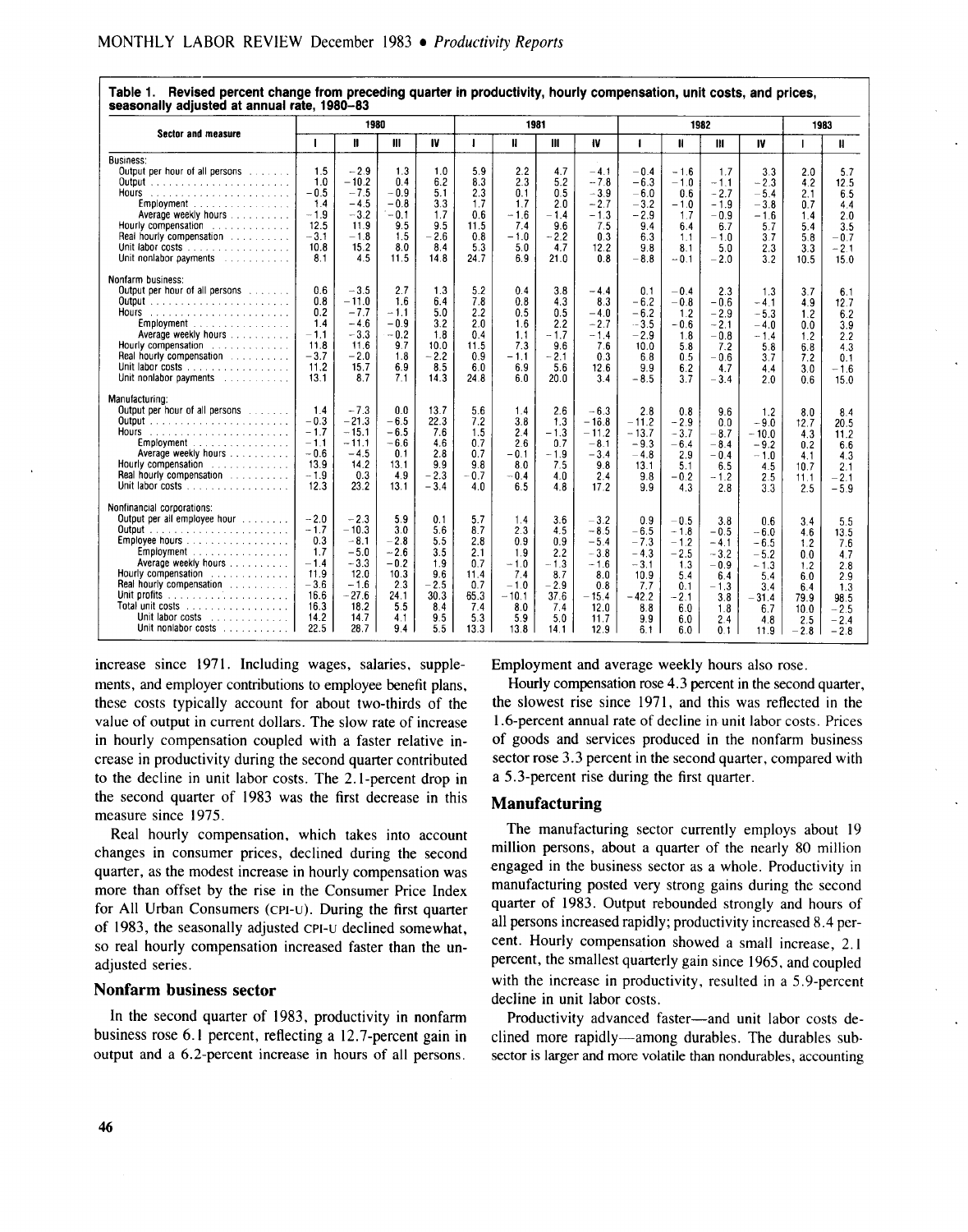**Table 1. Revised percent change from preceding quarter in productivity, hourly compensation, unit costs, and prices, seasonally adjusted at annual rate, 1980–83**

| Sector and measure | 1980 | | | | 1981 | | | | 1982 | | | | 1983 | |
|---|---|---|---|---|---|---|---|---|---|---|---|---|---|---|
| | I | II | III | IV | I | II | III | IV | I | II | III | IV | I | II |
| **Business:** | | | | | | | | | | | | | | |
| Output per hour of all persons | 1.5 | -2.9 | 1.3 | 1.0 | 5.9 | 2.2 | 4.7 | -4.1 | -0.4 | -1.6 | 1.7 | 3.3 | 2.0 | 5.7 |
| Output | 1.0 | -10.2 | 0.4 | 6.2 | 8.3 | 2.3 | 5.2 | -7.8 | -6.3 | -1.0 | -1.1 | -2.3 | 4.2 | 12.5 |
| Hours | -0.5 | -7.5 | -0.9 | 5.1 | 2.3 | 0.1 | 0.5 | -3.9 | -6.0 | 0.6 | -2.7 | -5.4 | 2.1 | 6.5 |
| Employment | 1.4 | -4.5 | -0.8 | 3.3 | 1.7 | 1.7 | 2.0 | -2.7 | -3.2 | -1.0 | -1.9 | -3.8 | 0.7 | 4.4 |
| Average weekly hours | -1.9 | -3.2 | -0.1 | 1.7 | 0.6 | -1.6 | -1.4 | -1.3 | -2.9 | 1.7 | -0.9 | -1.6 | 1.4 | 2.0 |
| Hourly compensation | 12.5 | 11.9 | 9.5 | 9.5 | 11.5 | 7.4 | 9.6 | 7.5 | 9.4 | 6.4 | 6.7 | 5.7 | 5.4 | 3.5 |
| Real hourly compensation | -3.1 | -1.8 | 1.5 | -2.6 | 0.8 | -1.0 | -2.2 | 0.3 | 6.3 | 1.1 | -1.0 | 3.7 | 5.8 | -0.7 |
| Unit labor costs | 10.8 | 15.2 | 8.0 | 8.4 | 5.3 | 5.0 | 4.7 | 12.2 | 9.8 | 8.1 | 5.0 | 2.3 | 3.3 | -2.1 |
| Unit nonlabor payments | 8.1 | 4.5 | 11.5 | 14.8 | 24.7 | 6.9 | 21.0 | 0.8 | -8.8 | -0.1 | -2.0 | 3.2 | 10.5 | 15.0 |
| **Nonfarm business:** | | | | | | | | | | | | | | |
| Output per hour of all persons | 0.6 | -3.5 | 2.7 | 1.3 | 5.2 | 0.4 | 3.8 | -4.4 | 0.1 | -0.4 | 2.3 | 1.3 | 3.7 | 6.1 |
| Output | 0.8 | -11.0 | 1.6 | 6.4 | 7.8 | 0.8 | 4.3 | 8.3 | -6.2 | -0.8 | -0.6 | -4.1 | 4.9 | 12.7 |
| Hours | 0.2 | -7.7 | -1.1 | 5.0 | 2.2 | 0.5 | 0.5 | -4.0 | -6.2 | 1.2 | -2.9 | -5.3 | 1.2 | 6.2 |
| Employment | 1.4 | -4.6 | -0.9 | 3.2 | 2.0 | 1.6 | 2.2 | -2.7 | -3.5 | -0.6 | -2.1 | -4.0 | 0.0 | 3.9 |
| Average weekly hours | -1.1 | -3.3 | -0.2 | 1.8 | 0.4 | 1.1 | -1.7 | -1.4 | -2.9 | 1.8 | -0.8 | -1.4 | 1.2 | 2.2 |
| Hourly compensation | 11.8 | 11.6 | 9.7 | 10.0 | 11.5 | 7.3 | 9.6 | 7.6 | 10.0 | 5.8 | 7.2 | 5.8 | 6.8 | 4.3 |
| Real hourly compensation | -3.7 | -2.0 | 1.8 | -2.2 | 0.9 | -1.1 | -2.1 | 0.3 | 6.8 | 0.5 | -0.6 | 3.7 | 7.2 | 0.1 |
| Unit labor costs | 11.2 | 15.7 | 6.9 | 8.5 | 6.0 | 6.9 | 5.6 | 12.6 | 9.9 | 6.2 | 4.7 | 4.4 | 3.0 | -1.6 |
| Unit nonlabor payments | 13.1 | 8.7 | 7.1 | 14.3 | 24.8 | 6.0 | 20.0 | 3.4 | -8.5 | 3.7 | -3.4 | 2.0 | 0.6 | 15.0 |
| **Manufacturing:** | | | | | | | | | | | | | | |
| Output per hour of all persons | 1.4 | -7.3 | 0.0 | 13.7 | 5.6 | 1.4 | 2.6 | -6.3 | 2.8 | 0.8 | 9.6 | 1.2 | 8.0 | 8.4 |
| Output | -0.3 | -21.3 | -6.5 | 22.3 | 7.2 | 3.8 | 1.3 | -16.8 | -11.2 | -2.9 | 0.0 | -9.0 | 12.7 | 20.5 |
| Hours | -1.7 | -15.1 | -6.5 | 7.6 | 1.5 | 2.4 | -1.3 | -11.2 | -13.7 | -3.7 | -8.7 | -10.0 | 4.3 | 11.2 |
| Employment | -1.1 | -11.1 | -6.6 | 4.6 | 0.7 | 2.6 | 0.7 | -8.1 | -9.3 | -6.4 | -8.4 | -9.2 | 0.2 | 6.6 |
| Average weekly hours | -0.6 | -4.5 | 0.1 | 2.8 | 0.7 | -0.1 | -1.9 | -3.4 | -4.8 | 2.9 | -0.4 | -1.0 | 4.1 | 4.3 |
| Hourly compensation | 13.9 | 14.2 | 13.1 | 9.9 | 9.8 | 8.0 | 7.5 | 9.8 | 13.1 | 5.1 | 6.5 | 4.5 | 10.7 | 2.1 |
| Real hourly compensation | -1.9 | 0.3 | 4.9 | -2.3 | -0.7 | -0.4 | 4.0 | 2.4 | 9.8 | -0.2 | -1.2 | 2.5 | 11.1 | -2.1 |
| Unit labor costs | 12.3 | 23.2 | 13.1 | -3.4 | 4.0 | 6.5 | 4.8 | 17.2 | 9.9 | 4.3 | 2.8 | 3.3 | 2.5 | -5.9 |
| **Nonfinancial corporations:** | | | | | | | | | | | | | | |
| Output per all employee hour | -2.0 | -2.3 | 5.9 | 0.1 | 5.7 | 1.4 | 3.6 | -3.2 | 0.9 | -0.5 | 3.8 | 0.6 | 3.4 | 5.5 |
| Output | -1.7 | -10.3 | 3.0 | 5.6 | 8.7 | 2.3 | 4.5 | -8.5 | -6.5 | -1.8 | -0.5 | -6.0 | 4.6 | 13.5 |
| Employee hours | 0.3 | -8.1 | -2.8 | 5.5 | 2.8 | 0.9 | 0.9 | -5.4 | -7.3 | -1.2 | -4.1 | -6.5 | 1.2 | 7.6 |
| Employment | 1.7 | -5.0 | -2.6 | 3.5 | 2.1 | 1.9 | 2.2 | -3.8 | -4.3 | -2.5 | -3.2 | -5.2 | 0.0 | 4.7 |
| Average weekly hours | -1.4 | -3.3 | -0.2 | 1.9 | 0.7 | -1.0 | -1.3 | -1.6 | -3.1 | 1.3 | -0.9 | -1.3 | 1.2 | 2.8 |
| Hourly compensation | 11.9 | 12.0 | 10.3 | 9.6 | 11.4 | 7.4 | 8.7 | 8.0 | 10.9 | 5.4 | 6.4 | 5.4 | 6.0 | 2.9 |
| Real hourly compensation | -3.6 | -1.6 | 2.3 | -2.5 | 0.7 | -1.0 | -2.9 | 0.8 | 7.7 | 0.1 | -1.3 | 3.4 | 6.4 | 1.3 |
| Unit profits | 16.6 | -27.6 | 24.1 | 30.3 | 65.3 | -10.1 | 37.6 | -15.4 | -42.2 | -2.1 | 3.8 | -31.4 | 79.9 | 98.5 |
| Total unit costs | 16.3 | 18.2 | 5.5 | 8.4 | 7.4 | 8.0 | 7.4 | 12.0 | 8.8 | 6.0 | 1.8 | 6.7 | 10.0 | -2.5 |
| Unit labor costs | 14.2 | 14.7 | 4.1 | 9.5 | 5.3 | 5.9 | 5.0 | 11.7 | 9.9 | 6.0 | 2.4 | 4.8 | 2.5 | -2.4 |
| Unit nonlabor costs | 22.5 | 28.7 | 9.4 | 5.5 | 13.3 | 13.8 | 14.1 | 12.9 | 6.1 | 6.0 | 0.1 | 11.9 | -2.8 | -2.8 |

increase since 1971. Including wages, salaries, supplements, and employer contributions to employee benefit plans, these costs typically account for about two-thirds of the value of output in current dollars. The slow rate of increase in hourly compensation coupled with a faster relative increase in productivity during the second quarter contributed to the decline in unit labor costs. The 2.1-percent drop in the second quarter of 1983 was the first decrease in this measure since 1975.

Real hourly compensation, which takes into account changes in consumer prices, declined during the second quarter, as the modest increase in hourly compensation was more than offset by the rise in the Consumer Price Index for All Urban Consumers (CPI-U). During the first quarter of 1983, the seasonally adjusted CPI-U declined somewhat, so real hourly compensation increased faster than the unadjusted series.

## Nonfarm business sector

In the second quarter of 1983, productivity in nonfarm business rose 6.1 percent, reflecting a 12.7-percent gain in output and a 6.2-percent increase in hours of all persons. Employment and average weekly hours also rose.

Hourly compensation rose 4.3 percent in the second quarter, the slowest rise since 1971, and this was reflected in the 1.6-percent annual rate of decline in unit labor costs. Prices of goods and services produced in the nonfarm business sector rose 3.3 percent in the second quarter, compared with a 5.3-percent rise during the first quarter.

## Manufacturing

The manufacturing sector currently employs about 19 million persons, about a quarter of the nearly 80 million engaged in the business sector as a whole. Productivity in manufacturing posted very strong gains during the second quarter of 1983. Output rebounded strongly and hours of all persons increased rapidly; productivity increased 8.4 percent. Hourly compensation showed a small increase, 2.1 percent, the smallest quarterly gain since 1965, and coupled with the increase in productivity, resulted in a 5.9-percent decline in unit labor costs.

Productivity advanced faster—and unit labor costs declined more rapidly—among durables. The durables subsector is larger and more volatile than nondurables, accounting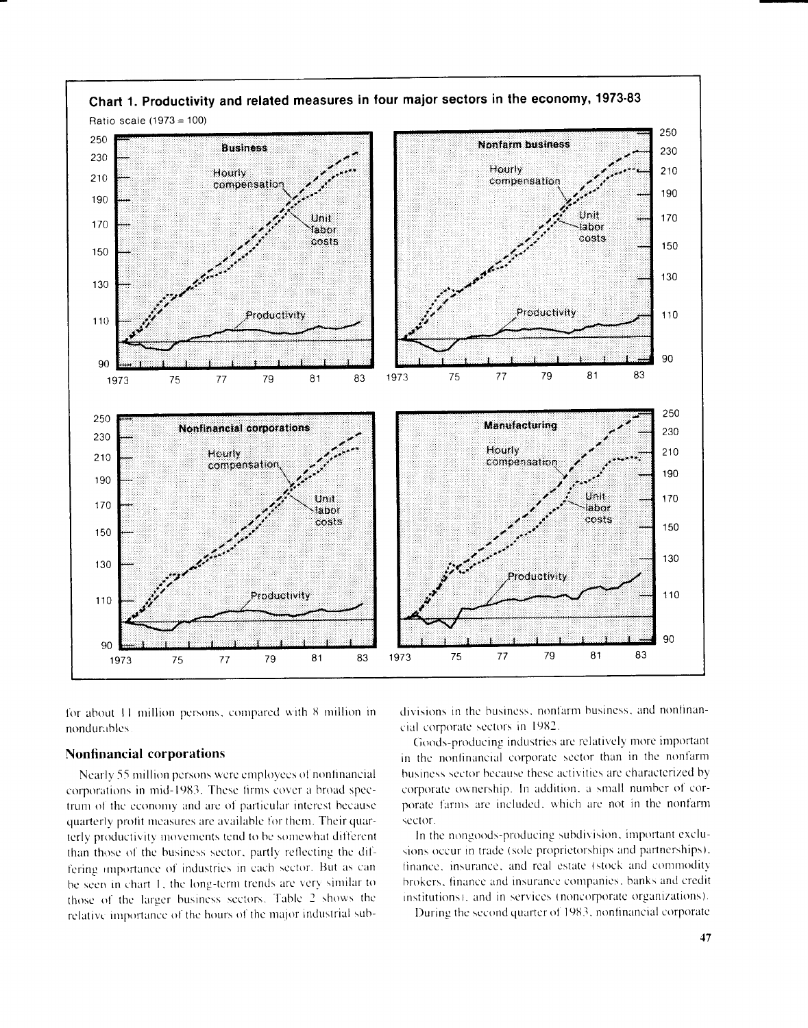**Chart 1. Productivity and related measures in four major sectors in the economy, 1973-83**

for about 11 million persons, compared with 8 million in nondurables.

## Nonfinancial corporations

Nearly 55 million persons were employees of nonfinancial corporations in mid-1983. These firms cover a broad spectrum of the economy and are of particular interest because quarterly profit measures are available for them. Their quarterly productivity movements tend to be somewhat different than those of the business sector, partly reflecting the differing importance of industries in each sector. But as can be seen in chart 1, the long-term trends are very similar to those of the larger business sectors. Table 2 shows the relative importance of the hours of the major industrial subdivisions in the business, nonfarm business, and nonfinancial corporate sectors in 1982.

Goods-producing industries are relatively more important in the nonfinancial corporate sector than in the nonfarm business sector because these activities are characterized by corporate ownership. In addition, a small number of corporate farms are included, which are not in the nonfarm sector.

In the nongoods-producing subdivision, important exclusions occur in trade (sole proprietorships and partnerships), finance, insurance, and real estate (stock and commodity brokers, finance and insurance companies, banks and credit institutions), and in services (noncorporate organizations).

During the second quarter of 1983, nonfinancial corporate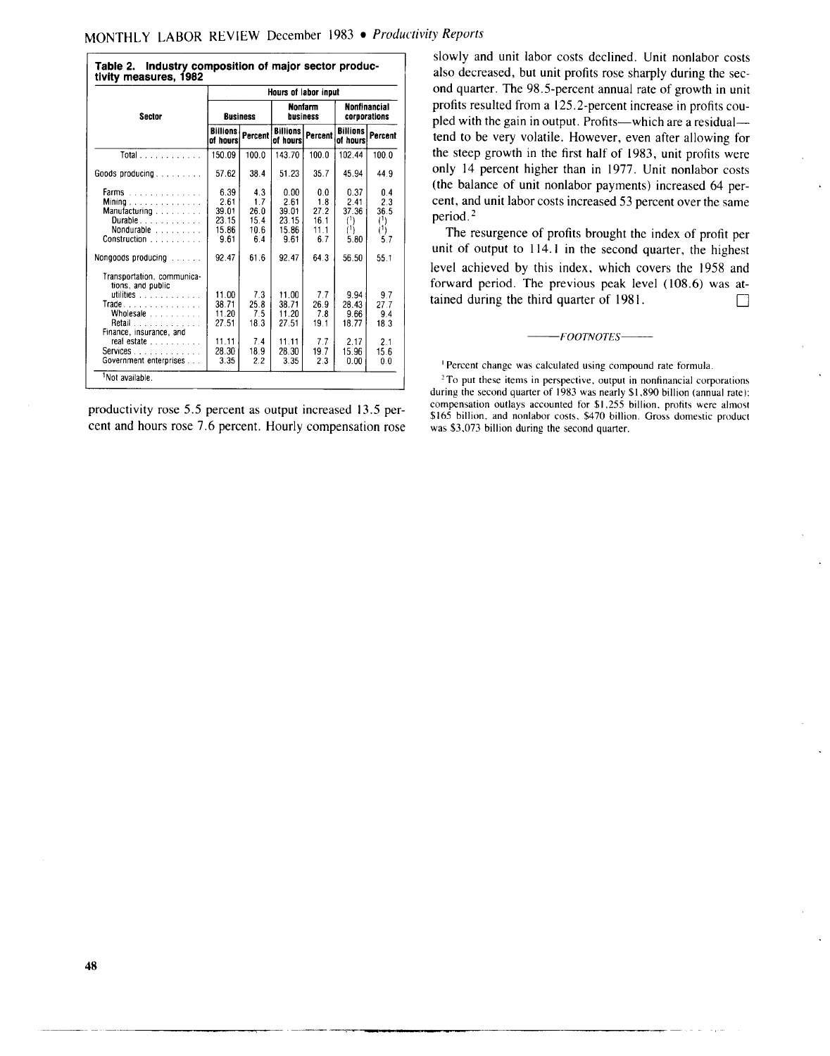**Table 2. Industry composition of major sector productivity measures, 1982**

| Sector | Hours of labor input | | | | | |
|---|---|---|---|---|---|---|
| | Business | | Nonfarm business | | Nonfinancial corporations | |
| | Billions of hours | Percent | Billions of hours | Percent | Billions of hours | Percent |
| Total | 150.09 | 100.0 | 143.70 | 100.0 | 102.44 | 100.0 |
| Goods producing | 57.62 | 38.4 | 51.23 | 35.7 | 45.94 | 44.9 |
| Farms | 6.39 | 4.3 | 0.00 | 0.0 | 0.37 | 0.4 |
| Mining | 2.61 | 1.7 | 2.61 | 1.8 | 2.41 | 2.3 |
| Manufacturing | 39.01 | 26.0 | 39.01 | 27.2 | 37.36 | 36.5 |
| Durable | 23.15 | 15.4 | 23.15 | 16.1 | (1) | (1) |
| Nondurable | 15.86 | 10.6 | 15.86 | 11.1 | (1) | (1) |
| Construction | 9.61 | 6.4 | 9.61 | 6.7 | 5.80 | 5.7 |
| Nongoods producing | 92.47 | 61.6 | 92.47 | 64.3 | 56.50 | 55.1 |
| Transportation, communications, and public utilities | 11.00 | 7.3 | 11.00 | 7.7 | 9.94 | 9.7 |
| Trade | 38.71 | 25.8 | 38.71 | 26.9 | 28.43 | 27.7 |
| Wholesale | 11.20 | 7.5 | 11.20 | 7.8 | 9.66 | 9.4 |
| Retail | 27.51 | 18.3 | 27.51 | 19.1 | 18.77 | 18.3 |
| Finance, insurance, and real estate | 11.11 | 7.4 | 11.11 | 7.7 | 2.17 | 2.1 |
| Services | 28.30 | 18.9 | 28.30 | 19.7 | 15.96 | 15.6 |
| Government enterprises | 3.35 | 2.2 | 3.35 | 2.3 | 0.00 | 0.0 |

[1] Not available.

productivity rose 5.5 percent as output increased 13.5 percent and hours rose 7.6 percent. Hourly compensation rose slowly and unit labor costs declined. Unit nonlabor costs also decreased, but unit profits rose sharply during the second quarter. The 98.5-percent annual rate of growth in unit profits resulted from a 125.2-percent increase in profits coupled with the gain in output. Profits—which are a residual—tend to be very volatile. However, even after allowing for the steep growth in the first half of 1983, unit profits were only 14 percent higher than in 1977. Unit nonlabor costs (the balance of unit nonlabor payments) increased 64 percent, and unit labor costs increased 53 percent over the same period.[2]

The resurgence of profits brought the index of profit per unit of output to 114.1 in the second quarter, the highest level achieved by this index, which covers the 1958 and forward period. The previous peak level (108.6) was attained during the third quarter of 1981. □

---FOOTNOTES---

[1] Percent change was calculated using compound rate formula.

[2] To put these items in perspective, output in nonfinancial corporations during the second quarter of 1983 was nearly $1,890 billion (annual rate); compensation outlays accounted for $1,255 billion, profits were almost $165 billion, and nonlabor costs, $470 billion. Gross domestic product was $3,073 billion during the second quarter.